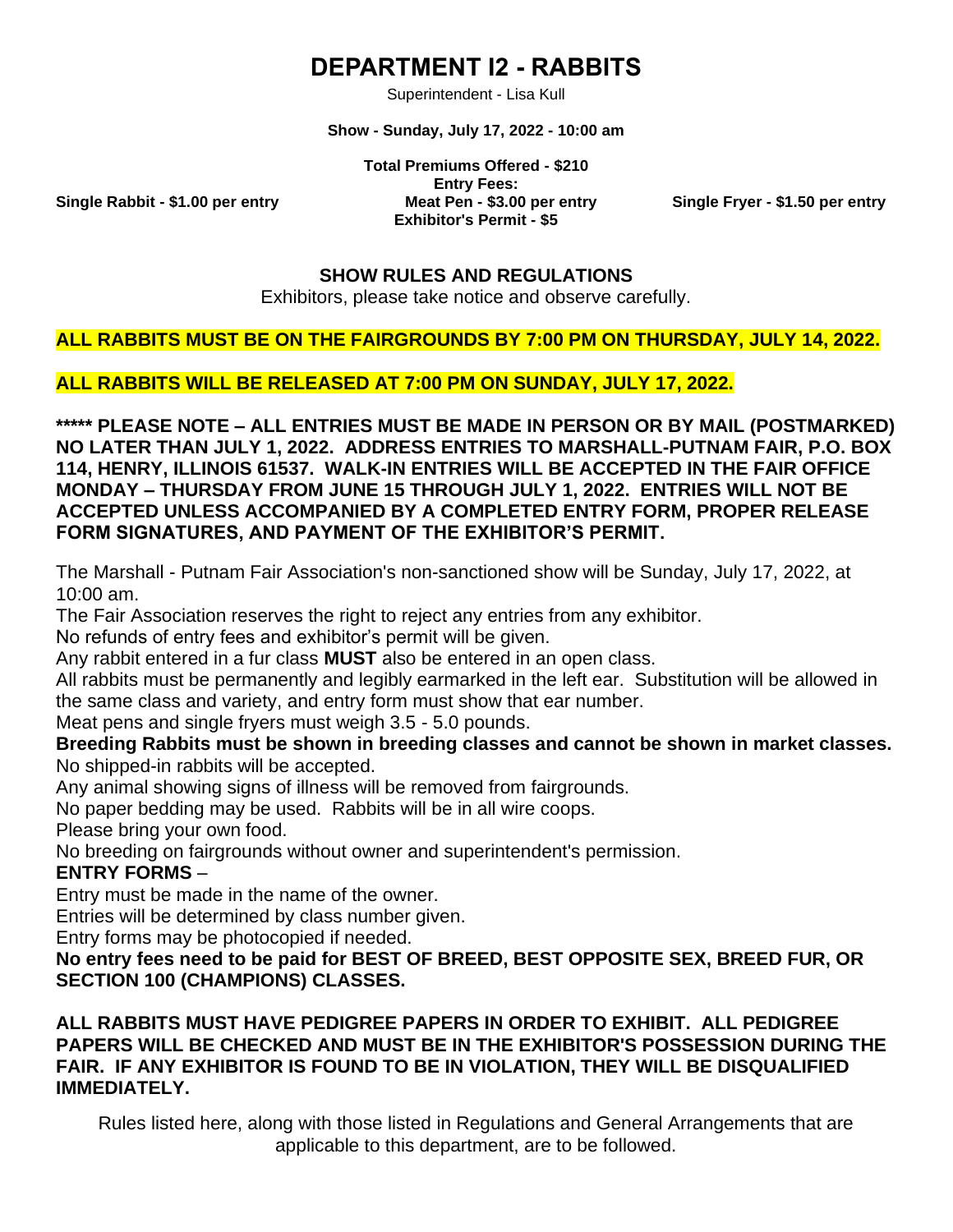# DEPARTMENT I2 - RABBITS

Superintendent - Lisa Kull

**Show - Sunday, July 17, 2022 - 10:00 am**

**Total Premiums Offered - $210**

**Entry Fees:**

**Single Rabbit - $1.00 per entry** | **Meat Pen - $3.00 per entry** | **Single Fryer - $1.50 per entry**

**Exhibitor's Permit - $5**

## SHOW RULES AND REGULATIONS

Exhibitors, please take notice and observe carefully.

**ALL RABBITS MUST BE ON THE FAIRGROUNDS BY 7:00 PM ON THURSDAY, JULY 14, 2022.**

**ALL RABBITS WILL BE RELEASED AT 7:00 PM ON SUNDAY, JULY 17, 2022.**

**\*\*\*\*\* PLEASE NOTE – ALL ENTRIES MUST BE MADE IN PERSON OR BY MAIL (POSTMARKED) NO LATER THAN JULY 1, 2022. ADDRESS ENTRIES TO MARSHALL-PUTNAM FAIR, P.O. BOX 114, HENRY, ILLINOIS 61537. WALK-IN ENTRIES WILL BE ACCEPTED IN THE FAIR OFFICE MONDAY – THURSDAY FROM JUNE 15 THROUGH JULY 1, 2022. ENTRIES WILL NOT BE ACCEPTED UNLESS ACCOMPANIED BY A COMPLETED ENTRY FORM, PROPER RELEASE FORM SIGNATURES, AND PAYMENT OF THE EXHIBITOR'S PERMIT.**

The Marshall - Putnam Fair Association's non-sanctioned show will be Sunday, July 17, 2022, at 10:00 am.
The Fair Association reserves the right to reject any entries from any exhibitor.
No refunds of entry fees and exhibitor's permit will be given.
Any rabbit entered in a fur class **MUST** also be entered in an open class.
All rabbits must be permanently and legibly earmarked in the left ear. Substitution will be allowed in the same class and variety, and entry form must show that ear number.
Meat pens and single fryers must weigh 3.5 - 5.0 pounds.
**Breeding Rabbits must be shown in breeding classes and cannot be shown in market classes.**
No shipped-in rabbits will be accepted.
Any animal showing signs of illness will be removed from fairgrounds.
No paper bedding may be used. Rabbits will be in all wire coops.
Please bring your own food.
No breeding on fairgrounds without owner and superintendent's permission.

**ENTRY FORMS** –
Entry must be made in the name of the owner.
Entries will be determined by class number given.
Entry forms may be photocopied if needed.
**No entry fees need to be paid for BEST OF BREED, BEST OPPOSITE SEX, BREED FUR, OR SECTION 100 (CHAMPIONS) CLASSES.**

**ALL RABBITS MUST HAVE PEDIGREE PAPERS IN ORDER TO EXHIBIT. ALL PEDIGREE PAPERS WILL BE CHECKED AND MUST BE IN THE EXHIBITOR'S POSSESSION DURING THE FAIR. IF ANY EXHIBITOR IS FOUND TO BE IN VIOLATION, THEY WILL BE DISQUALIFIED IMMEDIATELY.**

Rules listed here, along with those listed in Regulations and General Arrangements that are applicable to this department, are to be followed.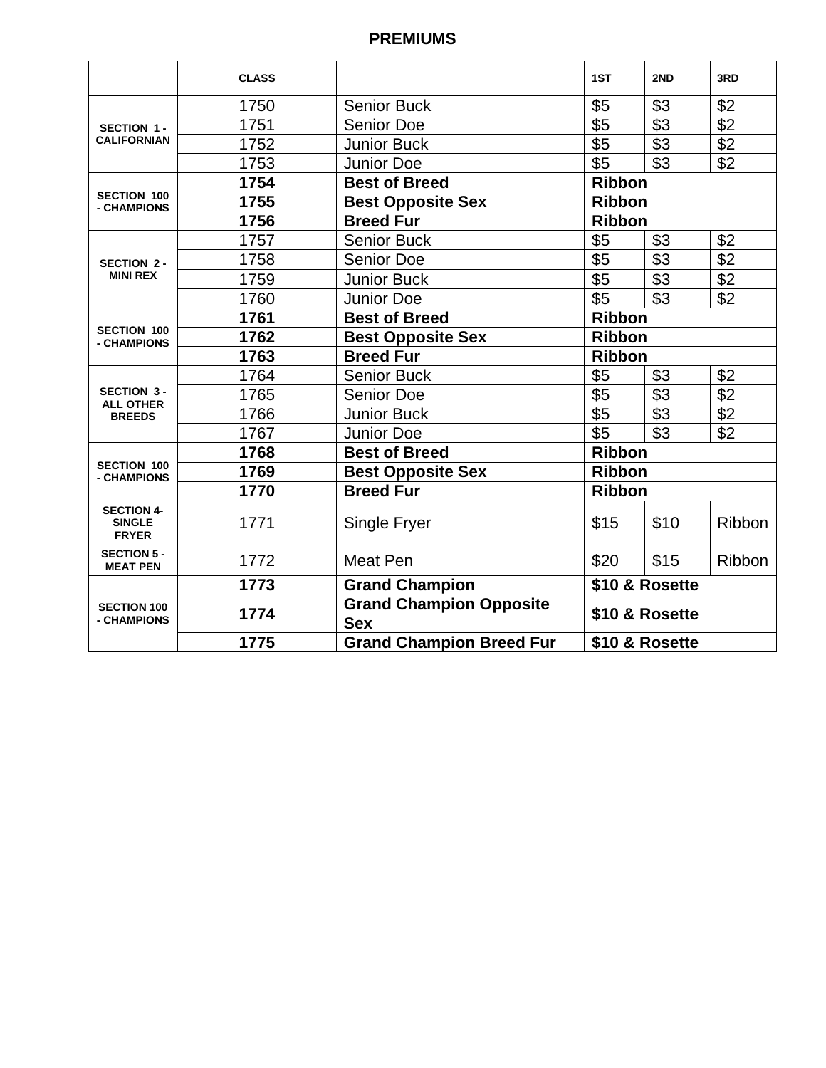**PREMIUMS**

| | CLASS | | 1ST | 2ND | 3RD |
|---|---|---|---|---|---|
| SECTION 1 - CALIFORNIAN | 1750 | Senior Buck | $5 | $3 | $2 |
| | 1751 | Senior Doe | $5 | $3 | $2 |
| | 1752 | Junior Buck | $5 | $3 | $2 |
| | 1753 | Junior Doe | $5 | $3 | $2 |
| SECTION 100 - CHAMPIONS | **1754** | **Best of Breed** | **Ribbon** | | |
| | **1755** | **Best Opposite Sex** | **Ribbon** | | |
| | **1756** | **Breed Fur** | **Ribbon** | | |
| SECTION 2 - MINI REX | 1757 | Senior Buck | $5 | $3 | $2 |
| | 1758 | Senior Doe | $5 | $3 | $2 |
| | 1759 | Junior Buck | $5 | $3 | $2 |
| | 1760 | Junior Doe | $5 | $3 | $2 |
| SECTION 100 - CHAMPIONS | **1761** | **Best of Breed** | **Ribbon** | | |
| | **1762** | **Best Opposite Sex** | **Ribbon** | | |
| | **1763** | **Breed Fur** | **Ribbon** | | |
| SECTION 3 - ALL OTHER BREEDS | 1764 | Senior Buck | $5 | $3 | $2 |
| | 1765 | Senior Doe | $5 | $3 | $2 |
| | 1766 | Junior Buck | $5 | $3 | $2 |
| | 1767 | Junior Doe | $5 | $3 | $2 |
| SECTION 100 - CHAMPIONS | **1768** | **Best of Breed** | **Ribbon** | | |
| | **1769** | **Best Opposite Sex** | **Ribbon** | | |
| | **1770** | **Breed Fur** | **Ribbon** | | |
| SECTION 4- SINGLE FRYER | 1771 | Single Fryer | $15 | $10 | Ribbon |
| SECTION 5 - MEAT PEN | 1772 | Meat Pen | $20 | $15 | Ribbon |
| SECTION 100 - CHAMPIONS | **1773** | **Grand Champion** | **$10 & Rosette** | | |
| | **1774** | **Grand Champion Opposite Sex** | **$10 & Rosette** | | |
| | **1775** | **Grand Champion Breed Fur** | **$10 & Rosette** | | |